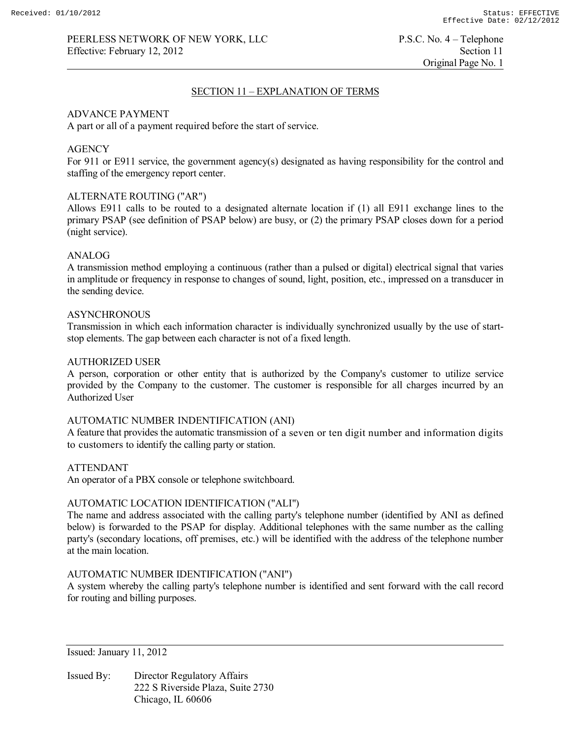## SECTION 11 – EXPLANATION OF TERMS

ADVANCE PAYMENT
A part or all of a payment required before the start of service.

AGENCY
For 911 or E911 service, the government agency(s) designated as having responsibility for the control and staffing of the emergency report center.

ALTERNATE ROUTING ("AR")
Allows E911 calls to be routed to a designated alternate location if (1) all E911 exchange lines to the primary PSAP (see definition of PSAP below) are busy, or (2) the primary PSAP closes down for a period (night service).

ANALOG
A transmission method employing a continuous (rather than a pulsed or digital) electrical signal that varies in amplitude or frequency in response to changes of sound, light, position, etc., impressed on a transducer in the sending device.

ASYNCHRONOUS
Transmission in which each information character is individually synchronized usually by the use of start-stop elements. The gap between each character is not of a fixed length.

AUTHORIZED USER
A person, corporation or other entity that is authorized by the Company's customer to utilize service provided by the Company to the customer. The customer is responsible for all charges incurred by an Authorized User

AUTOMATIC NUMBER INDENTIFICATION (ANI)
A feature that provides the automatic transmission of a seven or ten digit number and information digits to customers to identify the calling party or station.

ATTENDANT
An operator of a PBX console or telephone switchboard.

AUTOMATIC LOCATION IDENTIFICATION ("ALI")
The name and address associated with the calling party's telephone number (identified by ANI as defined below) is forwarded to the PSAP for display. Additional telephones with the same number as the calling party's (secondary locations, off premises, etc.) will be identified with the address of the telephone number at the main location.

AUTOMATIC NUMBER IDENTIFICATION ("ANI")
A system whereby the calling party's telephone number is identified and sent forward with the call record for routing and billing purposes.

Issued: January 11, 2012

Issued By: Director Regulatory Affairs
222 S Riverside Plaza, Suite 2730
Chicago, IL 60606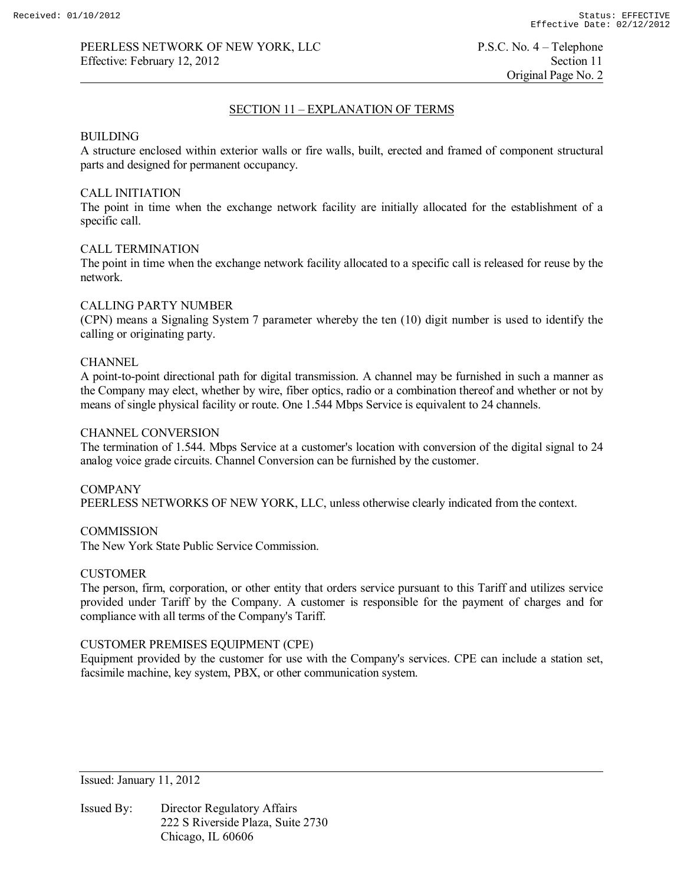## SECTION 11 – EXPLANATION OF TERMS

BUILDING
A structure enclosed within exterior walls or fire walls, built, erected and framed of component structural parts and designed for permanent occupancy.

CALL INITIATION
The point in time when the exchange network facility are initially allocated for the establishment of a specific call.

CALL TERMINATION
The point in time when the exchange network facility allocated to a specific call is released for reuse by the network.

CALLING PARTY NUMBER
(CPN) means a Signaling System 7 parameter whereby the ten (10) digit number is used to identify the calling or originating party.

CHANNEL
A point-to-point directional path for digital transmission. A channel may be furnished in such a manner as the Company may elect, whether by wire, fiber optics, radio or a combination thereof and whether or not by means of single physical facility or route. One 1.544 Mbps Service is equivalent to 24 channels.

CHANNEL CONVERSION
The termination of 1.544. Mbps Service at a customer's location with conversion of the digital signal to 24 analog voice grade circuits. Channel Conversion can be furnished by the customer.

COMPANY
PEERLESS NETWORKS OF NEW YORK, LLC, unless otherwise clearly indicated from the context.

COMMISSION
The New York State Public Service Commission.

CUSTOMER
The person, firm, corporation, or other entity that orders service pursuant to this Tariff and utilizes service provided under Tariff by the Company. A customer is responsible for the payment of charges and for compliance with all terms of the Company's Tariff.

CUSTOMER PREMISES EQUIPMENT (CPE)
Equipment provided by the customer for use with the Company's services. CPE can include a station set, facsimile machine, key system, PBX, or other communication system.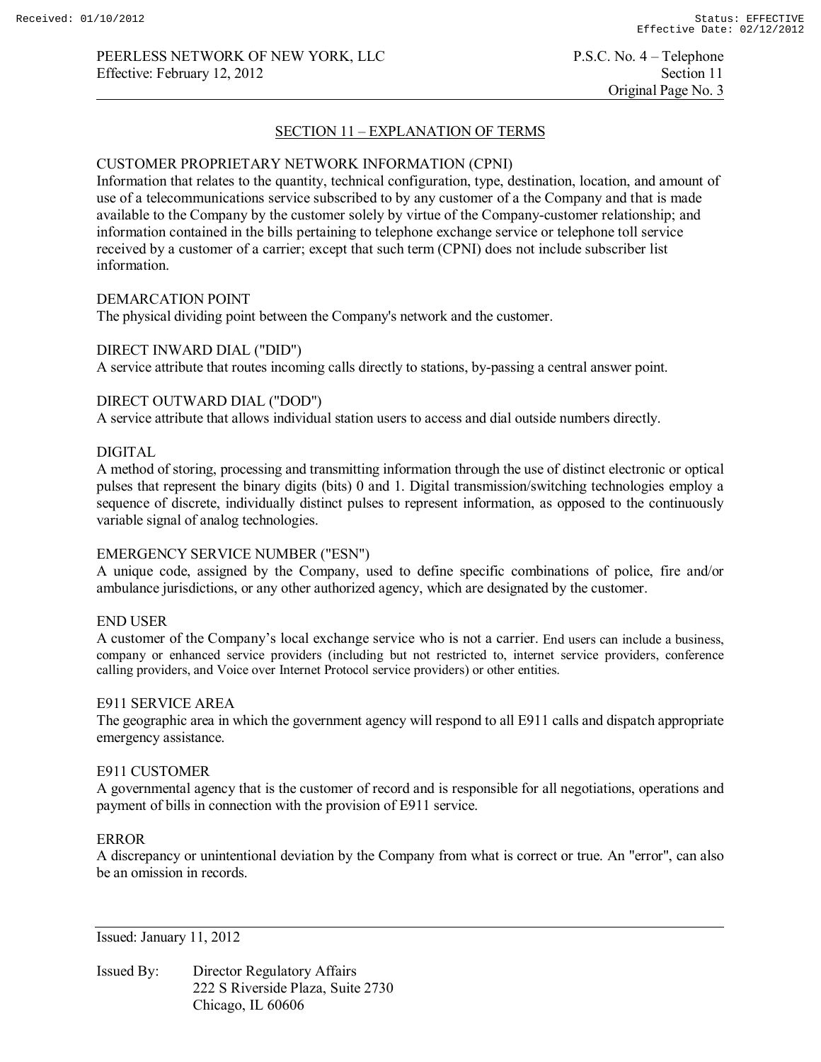## SECTION 11 – EXPLANATION OF TERMS

CUSTOMER PROPRIETARY NETWORK INFORMATION (CPNI)
Information that relates to the quantity, technical configuration, type, destination, location, and amount of use of a telecommunications service subscribed to by any customer of a the Company and that is made available to the Company by the customer solely by virtue of the Company-customer relationship; and information contained in the bills pertaining to telephone exchange service or telephone toll service received by a customer of a carrier; except that such term (CPNI) does not include subscriber list information.

DEMARCATION POINT
The physical dividing point between the Company's network and the customer.

DIRECT INWARD DIAL ("DID")
A service attribute that routes incoming calls directly to stations, by-passing a central answer point.

DIRECT OUTWARD DIAL ("DOD")
A service attribute that allows individual station users to access and dial outside numbers directly.

DIGITAL
A method of storing, processing and transmitting information through the use of distinct electronic or optical pulses that represent the binary digits (bits) 0 and 1. Digital transmission/switching technologies employ a sequence of discrete, individually distinct pulses to represent information, as opposed to the continuously variable signal of analog technologies.

EMERGENCY SERVICE NUMBER ("ESN")
A unique code, assigned by the Company, used to define specific combinations of police, fire and/or ambulance jurisdictions, or any other authorized agency, which are designated by the customer.

END USER
A customer of the Company's local exchange service who is not a carrier. End users can include a business, company or enhanced service providers (including but not restricted to, internet service providers, conference calling providers, and Voice over Internet Protocol service providers) or other entities.

E911 SERVICE AREA
The geographic area in which the government agency will respond to all E911 calls and dispatch appropriate emergency assistance.

E911 CUSTOMER
A governmental agency that is the customer of record and is responsible for all negotiations, operations and payment of bills in connection with the provision of E911 service.

ERROR
A discrepancy or unintentional deviation by the Company from what is correct or true. An "error", can also be an omission in records.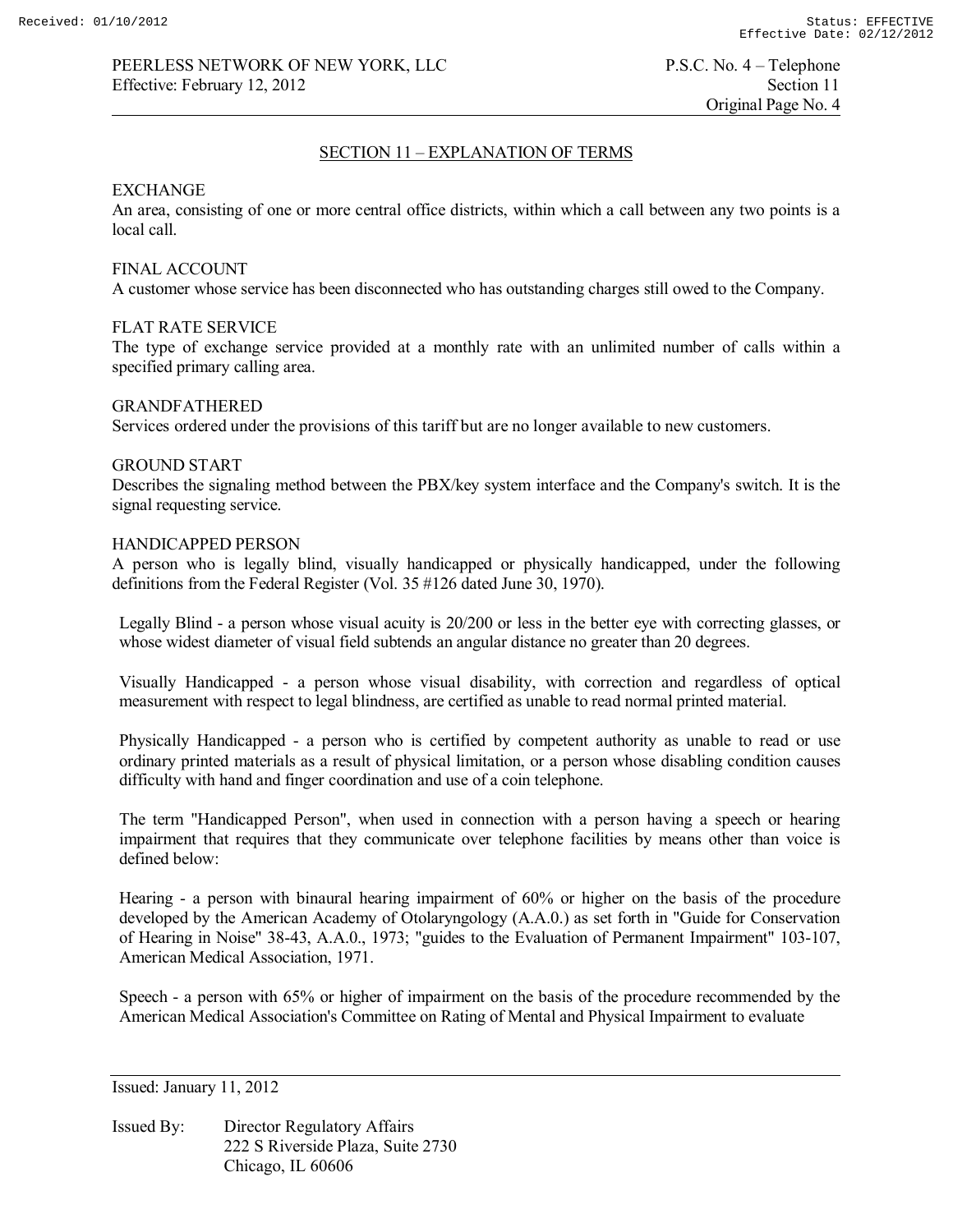## SECTION 11 – EXPLANATION OF TERMS

EXCHANGE
An area, consisting of one or more central office districts, within which a call between any two points is a local call.

FINAL ACCOUNT
A customer whose service has been disconnected who has outstanding charges still owed to the Company.

FLAT RATE SERVICE
The type of exchange service provided at a monthly rate with an unlimited number of calls within a specified primary calling area.

GRANDFATHERED
Services ordered under the provisions of this tariff but are no longer available to new customers.

GROUND START
Describes the signaling method between the PBX/key system interface and the Company's switch. It is the signal requesting service.

HANDICAPPED PERSON
A person who is legally blind, visually handicapped or physically handicapped, under the following definitions from the Federal Register (Vol. 35 #126 dated June 30, 1970).

Legally Blind - a person whose visual acuity is 20/200 or less in the better eye with correcting glasses, or whose widest diameter of visual field subtends an angular distance no greater than 20 degrees.

Visually Handicapped - a person whose visual disability, with correction and regardless of optical measurement with respect to legal blindness, are certified as unable to read normal printed material.

Physically Handicapped - a person who is certified by competent authority as unable to read or use ordinary printed materials as a result of physical limitation, or a person whose disabling condition causes difficulty with hand and finger coordination and use of a coin telephone.

The term "Handicapped Person", when used in connection with a person having a speech or hearing impairment that requires that they communicate over telephone facilities by means other than voice is defined below:

Hearing - a person with binaural hearing impairment of 60% or higher on the basis of the procedure developed by the American Academy of Otolaryngology (A.A.0.) as set forth in "Guide for Conservation of Hearing in Noise" 38-43, A.A.0., 1973; "guides to the Evaluation of Permanent Impairment" 103-107, American Medical Association, 1971.

Speech - a person with 65% or higher of impairment on the basis of the procedure recommended by the American Medical Association's Committee on Rating of Mental and Physical Impairment to evaluate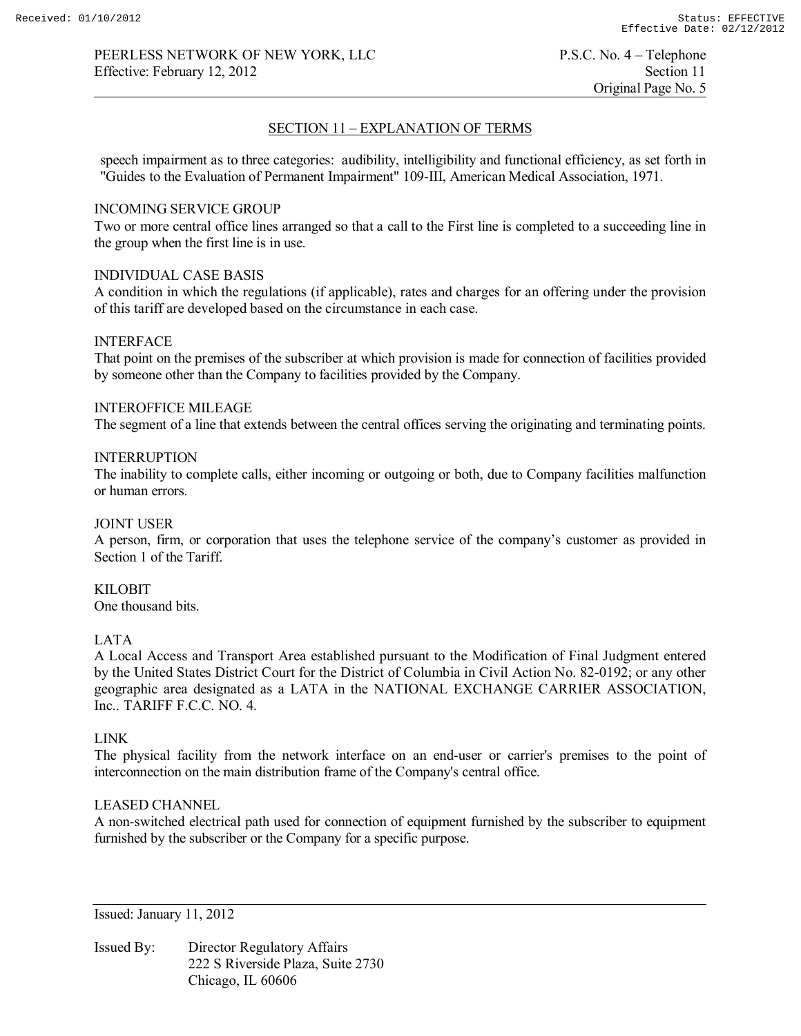## SECTION 11 – EXPLANATION OF TERMS

speech impairment as to three categories: audibility, intelligibility and functional efficiency, as set forth in "Guides to the Evaluation of Permanent Impairment" 109-III, American Medical Association, 1971.

INCOMING SERVICE GROUP
Two or more central office lines arranged so that a call to the First line is completed to a succeeding line in the group when the first line is in use.

INDIVIDUAL CASE BASIS
A condition in which the regulations (if applicable), rates and charges for an offering under the provision of this tariff are developed based on the circumstance in each case.

INTERFACE
That point on the premises of the subscriber at which provision is made for connection of facilities provided by someone other than the Company to facilities provided by the Company.

INTEROFFICE MILEAGE
The segment of a line that extends between the central offices serving the originating and terminating points.

INTERRUPTION
The inability to complete calls, either incoming or outgoing or both, due to Company facilities malfunction or human errors.

JOINT USER
A person, firm, or corporation that uses the telephone service of the company's customer as provided in Section 1 of the Tariff.

KILOBIT
One thousand bits.

LATA
A Local Access and Transport Area established pursuant to the Modification of Final Judgment entered by the United States District Court for the District of Columbia in Civil Action No. 82-0192; or any other geographic area designated as a LATA in the NATIONAL EXCHANGE CARRIER ASSOCIATION, Inc.. TARIFF F.C.C. NO. 4.

LINK
The physical facility from the network interface on an end-user or carrier's premises to the point of interconnection on the main distribution frame of the Company's central office.

LEASED CHANNEL
A non-switched electrical path used for connection of equipment furnished by the subscriber to equipment furnished by the subscriber or the Company for a specific purpose.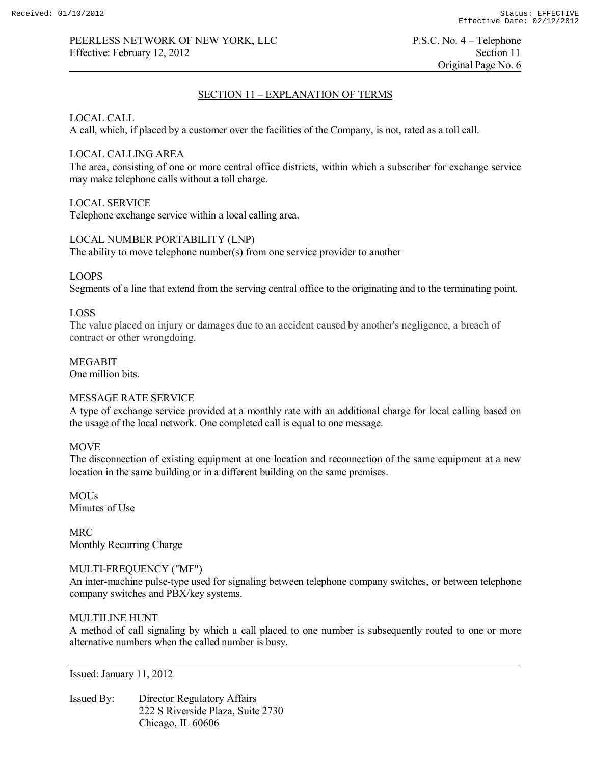## SECTION 11 – EXPLANATION OF TERMS

LOCAL CALL
A call, which, if placed by a customer over the facilities of the Company, is not, rated as a toll call.

LOCAL CALLING AREA
The area, consisting of one or more central office districts, within which a subscriber for exchange service may make telephone calls without a toll charge.

LOCAL SERVICE
Telephone exchange service within a local calling area.

LOCAL NUMBER PORTABILITY (LNP)
The ability to move telephone number(s) from one service provider to another

LOOPS
Segments of a line that extend from the serving central office to the originating and to the terminating point.

LOSS
The value placed on injury or damages due to an accident caused by another's negligence, a breach of contract or other wrongdoing.

MEGABIT
One million bits.

MESSAGE RATE SERVICE
A type of exchange service provided at a monthly rate with an additional charge for local calling based on the usage of the local network. One completed call is equal to one message.

MOVE
The disconnection of existing equipment at one location and reconnection of the same equipment at a new location in the same building or in a different building on the same premises.

MOUs
Minutes of Use

MRC
Monthly Recurring Charge

MULTI-FREQUENCY ("MF")
An inter-machine pulse-type used for signaling between telephone company switches, or between telephone company switches and PBX/key systems.

MULTILINE HUNT
A method of call signaling by which a call placed to one number is subsequently routed to one or more alternative numbers when the called number is busy.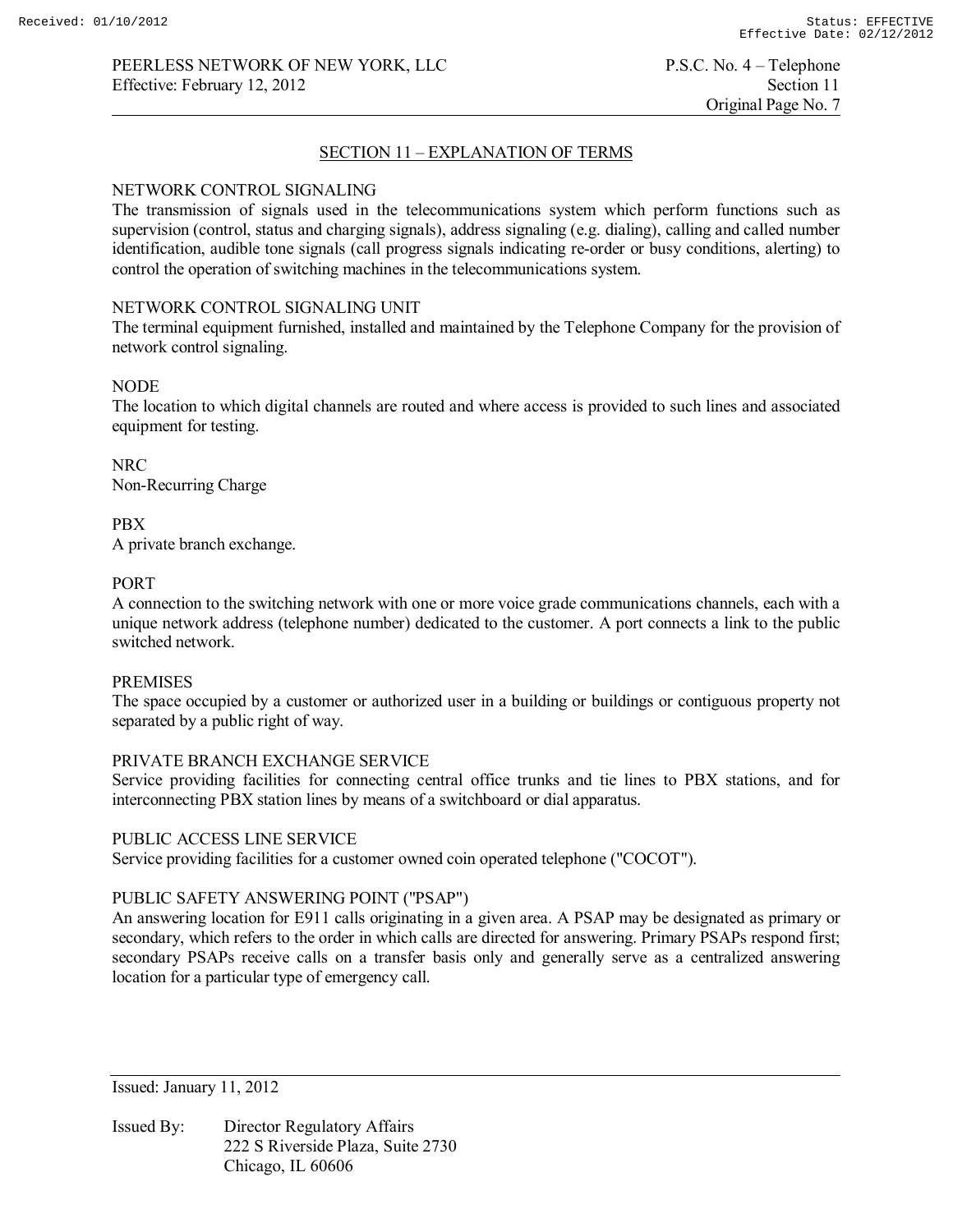## SECTION 11 – EXPLANATION OF TERMS

NETWORK CONTROL SIGNALING
The transmission of signals used in the telecommunications system which perform functions such as supervision (control, status and charging signals), address signaling (e.g. dialing), calling and called number identification, audible tone signals (call progress signals indicating re-order or busy conditions, alerting) to control the operation of switching machines in the telecommunications system.

NETWORK CONTROL SIGNALING UNIT
The terminal equipment furnished, installed and maintained by the Telephone Company for the provision of network control signaling.

NODE
The location to which digital channels are routed and where access is provided to such lines and associated equipment for testing.

NRC
Non-Recurring Charge

PBX
A private branch exchange.

PORT
A connection to the switching network with one or more voice grade communications channels, each with a unique network address (telephone number) dedicated to the customer. A port connects a link to the public switched network.

PREMISES
The space occupied by a customer or authorized user in a building or buildings or contiguous property not separated by a public right of way.

PRIVATE BRANCH EXCHANGE SERVICE
Service providing facilities for connecting central office trunks and tie lines to PBX stations, and for interconnecting PBX station lines by means of a switchboard or dial apparatus.

PUBLIC ACCESS LINE SERVICE
Service providing facilities for a customer owned coin operated telephone ("COCOT").

PUBLIC SAFETY ANSWERING POINT ("PSAP")
An answering location for E911 calls originating in a given area. A PSAP may be designated as primary or secondary, which refers to the order in which calls are directed for answering. Primary PSAPs respond first; secondary PSAPs receive calls on a transfer basis only and generally serve as a centralized answering location for a particular type of emergency call.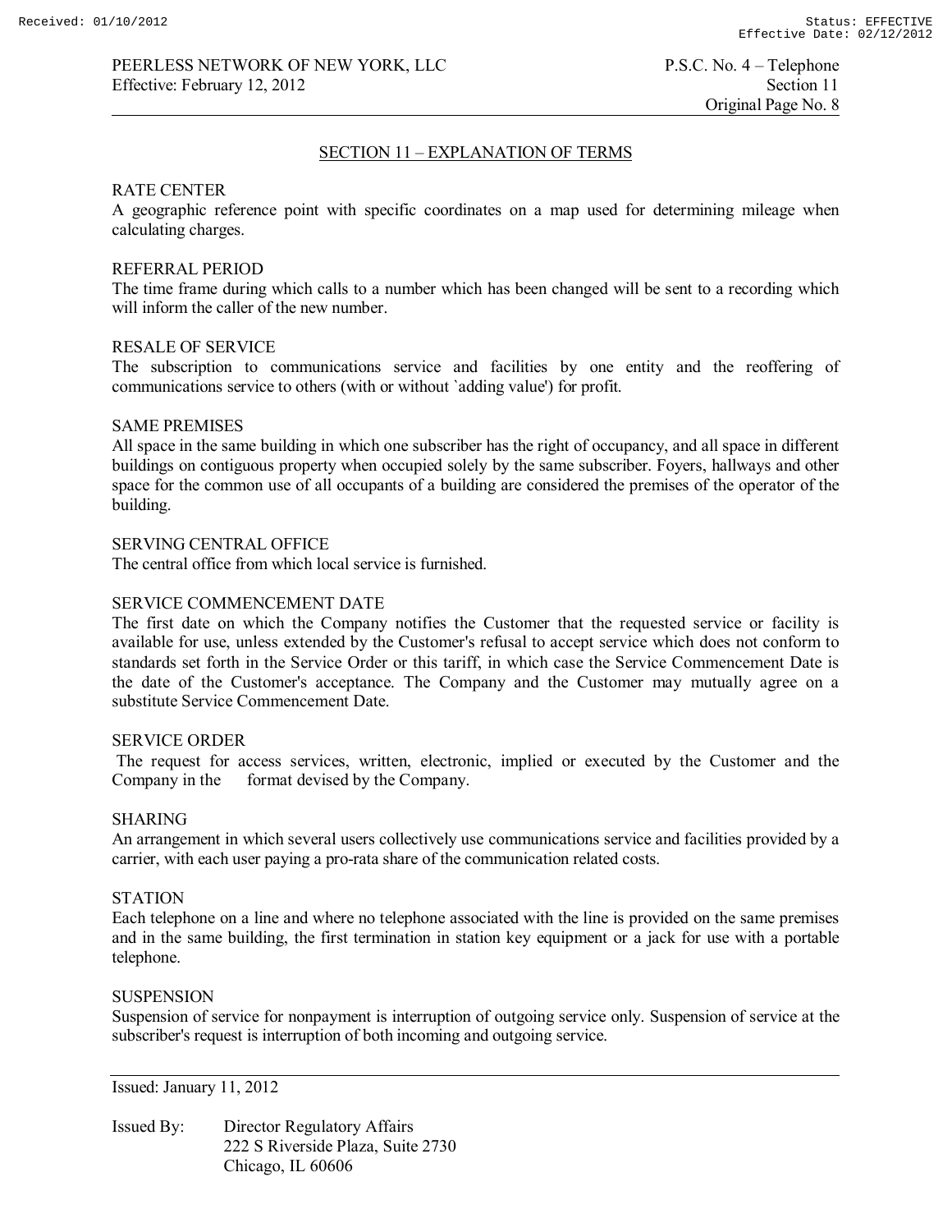## SECTION 11 – EXPLANATION OF TERMS

RATE CENTER
A geographic reference point with specific coordinates on a map used for determining mileage when calculating charges.

REFERRAL PERIOD
The time frame during which calls to a number which has been changed will be sent to a recording which will inform the caller of the new number.

RESALE OF SERVICE
The subscription to communications service and facilities by one entity and the reoffering of communications service to others (with or without `adding value') for profit.

SAME PREMISES
All space in the same building in which one subscriber has the right of occupancy, and all space in different buildings on contiguous property when occupied solely by the same subscriber. Foyers, hallways and other space for the common use of all occupants of a building are considered the premises of the operator of the building.

SERVING CENTRAL OFFICE
The central office from which local service is furnished.

SERVICE COMMENCEMENT DATE
The first date on which the Company notifies the Customer that the requested service or facility is available for use, unless extended by the Customer's refusal to accept service which does not conform to standards set forth in the Service Order or this tariff, in which case the Service Commencement Date is the date of the Customer's acceptance. The Company and the Customer may mutually agree on a substitute Service Commencement Date.

SERVICE ORDER
The request for access services, written, electronic, implied or executed by the Customer and the Company in the format devised by the Company.

SHARING
An arrangement in which several users collectively use communications service and facilities provided by a carrier, with each user paying a pro-rata share of the communication related costs.

STATION
Each telephone on a line and where no telephone associated with the line is provided on the same premises and in the same building, the first termination in station key equipment or a jack for use with a portable telephone.

SUSPENSION
Suspension of service for nonpayment is interruption of outgoing service only. Suspension of service at the subscriber's request is interruption of both incoming and outgoing service.

Issued: January 11, 2012

Issued By: Director Regulatory Affairs
222 S Riverside Plaza, Suite 2730
Chicago, IL 60606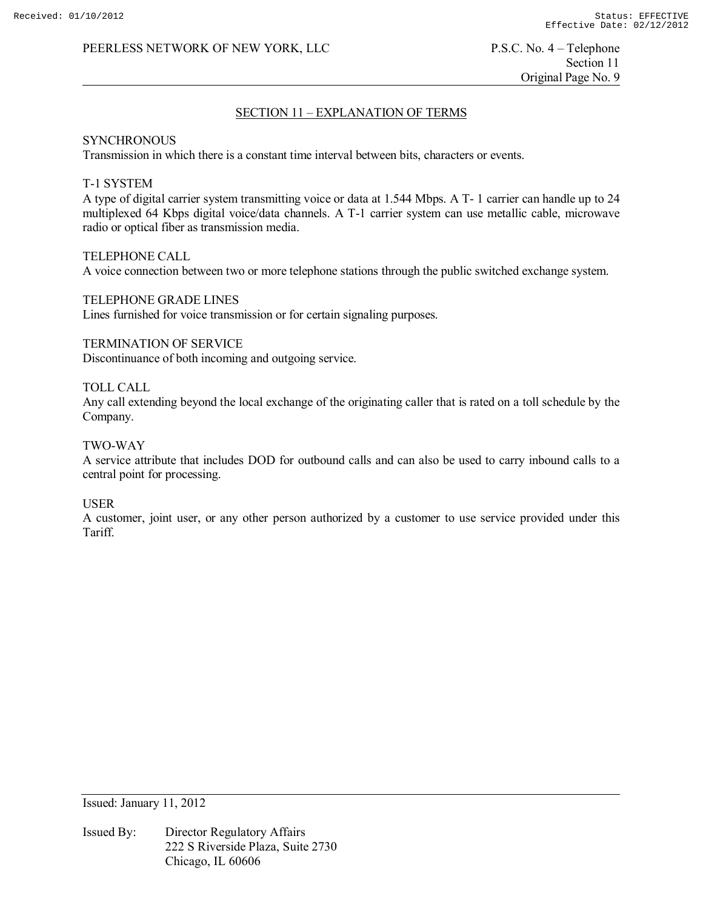## SECTION 11 – EXPLANATION OF TERMS

SYNCHRONOUS
Transmission in which there is a constant time interval between bits, characters or events.

T-1 SYSTEM
A type of digital carrier system transmitting voice or data at 1.544 Mbps. A T- 1 carrier can handle up to 24 multiplexed 64 Kbps digital voice/data channels. A T-1 carrier system can use metallic cable, microwave radio or optical fiber as transmission media.

TELEPHONE CALL
A voice connection between two or more telephone stations through the public switched exchange system.

TELEPHONE GRADE LINES
Lines furnished for voice transmission or for certain signaling purposes.

TERMINATION OF SERVICE
Discontinuance of both incoming and outgoing service.

TOLL CALL
Any call extending beyond the local exchange of the originating caller that is rated on a toll schedule by the Company.

TWO-WAY
A service attribute that includes DOD for outbound calls and can also be used to carry inbound calls to a central point for processing.

USER
A customer, joint user, or any other person authorized by a customer to use service provided under this Tariff.